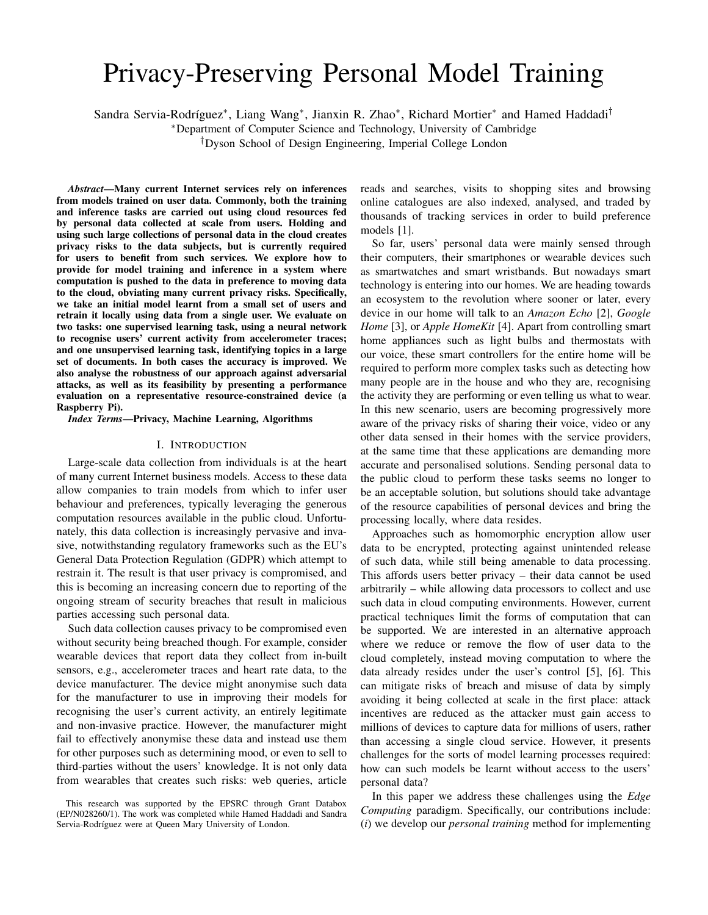# Privacy-Preserving Personal Model Training

Sandra Servia-Rodríguez*, Liang Wang*, Jianxin R. Zhao*, Richard Mortier* and Hamed Haddadi†

*Department of Computer Science and Technology, University of Cambridge

†Dyson School of Design Engineering, Imperial College London

***Abstract*—Many current Internet services rely on inferences from models trained on user data. Commonly, both the training and inference tasks are carried out using cloud resources fed by personal data collected at scale from users. Holding and using such large collections of personal data in the cloud creates privacy risks to the data subjects, but is currently required for users to benefit from such services. We explore how to provide for model training and inference in a system where computation is pushed to the data in preference to moving data to the cloud, obviating many current privacy risks. Specifically, we take an initial model learnt from a small set of users and retrain it locally using data from a single user. We evaluate on two tasks: one supervised learning task, using a neural network to recognise users' current activity from accelerometer traces; and one unsupervised learning task, identifying topics in a large set of documents. In both cases the accuracy is improved. We also analyse the robustness of our approach against adversarial attacks, as well as its feasibility by presenting a performance evaluation on a representative resource-constrained device (a Raspberry Pi).**

***Index Terms*—Privacy, Machine Learning, Algorithms**

## I. Introduction

Large-scale data collection from individuals is at the heart of many current Internet business models. Access to these data allow companies to train models from which to infer user behaviour and preferences, typically leveraging the generous computation resources available in the public cloud. Unfortunately, this data collection is increasingly pervasive and invasive, notwithstanding regulatory frameworks such as the EU's General Data Protection Regulation (GDPR) which attempt to restrain it. The result is that user privacy is compromised, and this is becoming an increasing concern due to reporting of the ongoing stream of security breaches that result in malicious parties accessing such personal data.

Such data collection causes privacy to be compromised even without security being breached though. For example, consider wearable devices that report data they collect from in-built sensors, e.g., accelerometer traces and heart rate data, to the device manufacturer. The device might anonymise such data for the manufacturer to use in improving their models for recognising the user's current activity, an entirely legitimate and non-invasive practice. However, the manufacturer might fail to effectively anonymise these data and instead use them for other purposes such as determining mood, or even to sell to third-parties without the users' knowledge. It is not only data from wearables that creates such risks: web queries, article reads and searches, visits to shopping sites and browsing online catalogues are also indexed, analysed, and traded by thousands of tracking services in order to build preference models [1].

So far, users' personal data were mainly sensed through their computers, their smartphones or wearable devices such as smartwatches and smart wristbands. But nowadays smart technology is entering into our homes. We are heading towards an ecosystem to the revolution where sooner or later, every device in our home will talk to an *Amazon Echo* [2], *Google Home* [3], or *Apple HomeKit* [4]. Apart from controlling smart home appliances such as light bulbs and thermostats with our voice, these smart controllers for the entire home will be required to perform more complex tasks such as detecting how many people are in the house and who they are, recognising the activity they are performing or even telling us what to wear. In this new scenario, users are becoming progressively more aware of the privacy risks of sharing their voice, video or any other data sensed in their homes with the service providers, at the same time that these applications are demanding more accurate and personalised solutions. Sending personal data to the public cloud to perform these tasks seems no longer to be an acceptable solution, but solutions should take advantage of the resource capabilities of personal devices and bring the processing locally, where data resides.

Approaches such as homomorphic encryption allow user data to be encrypted, protecting against unintended release of such data, while still being amenable to data processing. This affords users better privacy – their data cannot be used arbitrarily – while allowing data processors to collect and use such data in cloud computing environments. However, current practical techniques limit the forms of computation that can be supported. We are interested in an alternative approach where we reduce or remove the flow of user data to the cloud completely, instead moving computation to where the data already resides under the user's control [5], [6]. This can mitigate risks of breach and misuse of data by simply avoiding it being collected at scale in the first place: attack incentives are reduced as the attacker must gain access to millions of devices to capture data for millions of users, rather than accessing a single cloud service. However, it presents challenges for the sorts of model learning processes required: how can such models be learnt without access to the users' personal data?

In this paper we address these challenges using the *Edge Computing* paradigm. Specifically, our contributions include: (*i*) we develop our *personal training* method for implementing

This research was supported by the EPSRC through Grant Databox (EP/N028260/1). The work was completed while Hamed Haddadi and Sandra Servia-Rodríguez were at Queen Mary University of London.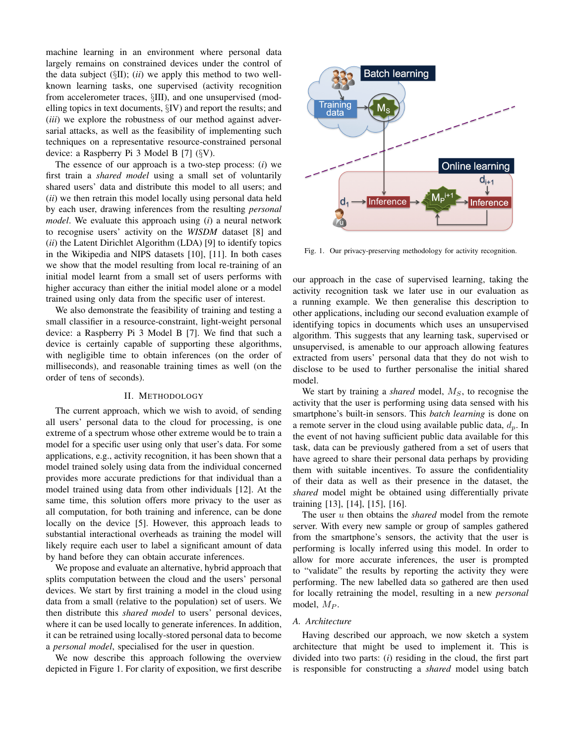machine learning in an environment where personal data largely remains on constrained devices under the control of the data subject (§II); (*ii*) we apply this method to two well-known learning tasks, one supervised (activity recognition from accelerometer traces, §III), and one unsupervised (modelling topics in text documents, §IV) and report the results; and (*iii*) we explore the robustness of our method against adversarial attacks, as well as the feasibility of implementing such techniques on a representative resource-constrained personal device: a Raspberry Pi 3 Model B [7] (§V).

The essence of our approach is a two-step process: (*i*) we first train a *shared model* using a small set of voluntarily shared users' data and distribute this model to all users; and (*ii*) we then retrain this model locally using personal data held by each user, drawing inferences from the resulting *personal model*. We evaluate this approach using (*i*) a neural network to recognise users' activity on the *WISDM* dataset [8] and (*ii*) the Latent Dirichlet Algorithm (LDA) [9] to identify topics in the Wikipedia and NIPS datasets [10], [11]. In both cases we show that the model resulting from local re-training of an initial model learnt from a small set of users performs with higher accuracy than either the initial model alone or a model trained using only data from the specific user of interest.

We also demonstrate the feasibility of training and testing a small classifier in a resource-constraint, light-weight personal device: a Raspberry Pi 3 Model B [7]. We find that such a device is certainly capable of supporting these algorithms, with negligible time to obtain inferences (on the order of milliseconds), and reasonable training times as well (on the order of tens of seconds).

## II. Methodology

The current approach, which we wish to avoid, of sending all users' personal data to the cloud for processing, is one extreme of a spectrum whose other extreme would be to train a model for a specific user using only that user's data. For some applications, e.g., activity recognition, it has been shown that a model trained solely using data from the individual concerned provides more accurate predictions for that individual than a model trained using data from other individuals [12]. At the same time, this solution offers more privacy to the user as all computation, for both training and inference, can be done locally on the device [5]. However, this approach leads to substantial interactional overheads as training the model will likely require each user to label a significant amount of data by hand before they can obtain accurate inferences.

We propose and evaluate an alternative, hybrid approach that splits computation between the cloud and the users' personal devices. We start by first training a model in the cloud using data from a small (relative to the population) set of users. We then distribute this *shared model* to users' personal devices, where it can be used locally to generate inferences. In addition, it can be retrained using locally-stored personal data to become a *personal model*, specialised for the user in question.

We now describe this approach following the overview depicted in Figure 1. For clarity of exposition, we first describe our approach in the case of supervised learning, taking the activity recognition task we later use in our evaluation as a running example. We then generalise this description to other applications, including our second evaluation example of identifying topics in documents which uses an unsupervised algorithm. This suggests that any learning task, supervised or unsupervised, is amenable to our approach allowing features extracted from users' personal data that they do not wish to disclose to be used to further personalise the initial shared model.

Fig. 1. Our privacy-preserving methodology for activity recognition.

We start by training a *shared* model, $M_S$, to recognise the activity that the user is performing using data sensed with his smartphone's built-in sensors. This *batch learning* is done on a remote server in the cloud using available public data, $d_p$. In the event of not having sufficient public data available for this task, data can be previously gathered from a set of users that have agreed to share their personal data perhaps by providing them with suitable incentives. To assure the confidentiality of their data as well as their presence in the dataset, the *shared* model might be obtained using differentially private training [13], [14], [15], [16].

The user $u$ then obtains the *shared* model from the remote server. With every new sample or group of samples gathered from the smartphone's sensors, the activity that the user is performing is locally inferred using this model. In order to allow for more accurate inferences, the user is prompted to "validate" the results by reporting the activity they were performing. The new labelled data so gathered are then used for locally retraining the model, resulting in a new *personal* model, $M_P$.

### A. Architecture

Having described our approach, we now sketch a system architecture that might be used to implement it. This is divided into two parts: (*i*) residing in the cloud, the first part is responsible for constructing a *shared* model using batch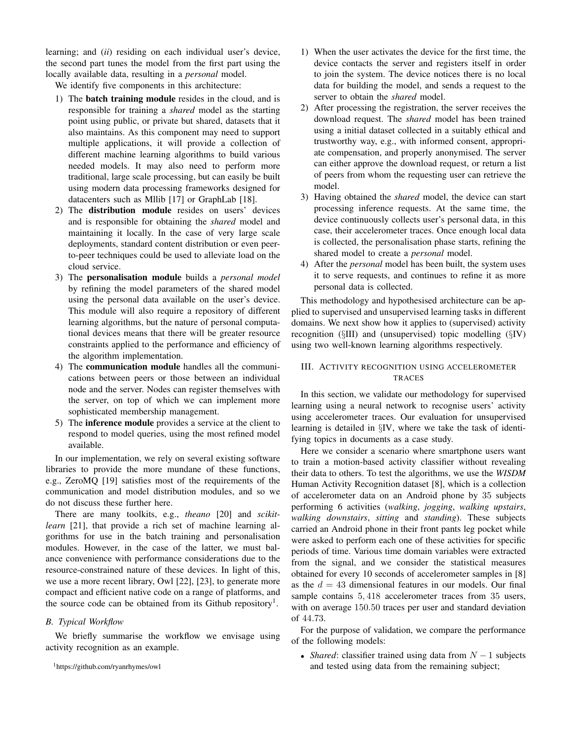learning; and (*ii*) residing on each individual user's device, the second part tunes the model from the first part using the locally available data, resulting in a *personal* model.

We identify five components in this architecture:

1) The **batch training module** resides in the cloud, and is responsible for training a *shared* model as the starting point using public, or private but shared, datasets that it also maintains. As this component may need to support multiple applications, it will provide a collection of different machine learning algorithms to build various needed models. It may also need to perform more traditional, large scale processing, but can easily be built using modern data processing frameworks designed for datacenters such as Mllib [17] or GraphLab [18].
2) The **distribution module** resides on users' devices and is responsible for obtaining the *shared* model and maintaining it locally. In the case of very large scale deployments, standard content distribution or even peer-to-peer techniques could be used to alleviate load on the cloud service.
3) The **personalisation module** builds a *personal model* by refining the model parameters of the shared model using the personal data available on the user's device. This module will also require a repository of different learning algorithms, but the nature of personal computational devices means that there will be greater resource constraints applied to the performance and efficiency of the algorithm implementation.
4) The **communication module** handles all the communications between peers or those between an individual node and the server. Nodes can register themselves with the server, on top of which we can implement more sophisticated membership management.
5) The **inference module** provides a service at the client to respond to model queries, using the most refined model available.

In our implementation, we rely on several existing software libraries to provide the more mundane of these functions, e.g., ZeroMQ [19] satisfies most of the requirements of the communication and model distribution modules, and so we do not discuss these further here.

There are many toolkits, e.g., *theano* [20] and *scikit-learn* [21], that provide a rich set of machine learning algorithms for use in the batch training and personalisation modules. However, in the case of the latter, we must balance convenience with performance considerations due to the resource-constrained nature of these devices. In light of this, we use a more recent library, Owl [22], [23], to generate more compact and efficient native code on a range of platforms, and the source code can be obtained from its Github repository[1].

### B. Typical Workflow

We briefly summarise the workflow we envisage using activity recognition as an example.

1) When the user activates the device for the first time, the device contacts the server and registers itself in order to join the system. The device notices there is no local data for building the model, and sends a request to the server to obtain the *shared* model.
2) After processing the registration, the server receives the download request. The *shared* model has been trained using a initial dataset collected in a suitably ethical and trustworthy way, e.g., with informed consent, appropriate compensation, and properly anonymised. The server can either approve the download request, or return a list of peers from whom the requesting user can retrieve the model.
3) Having obtained the *shared* model, the device can start processing inference requests. At the same time, the device continuously collects user's personal data, in this case, their accelerometer traces. Once enough local data is collected, the personalisation phase starts, refining the shared model to create a *personal* model.
4) After the *personal* model has been built, the system uses it to serve requests, and continues to refine it as more personal data is collected.

This methodology and hypothesised architecture can be applied to supervised and unsupervised learning tasks in different domains. We next show how it applies to (supervised) activity recognition (§III) and (unsupervised) topic modelling (§IV) using two well-known learning algorithms respectively.

## III. Activity recognition using accelerometer traces

In this section, we validate our methodology for supervised learning using a neural network to recognise users' activity using accelerometer traces. Our evaluation for unsupervised learning is detailed in §IV, where we take the task of identifying topics in documents as a case study.

Here we consider a scenario where smartphone users want to train a motion-based activity classifier without revealing their data to others. To test the algorithms, we use the ***WISDM*** Human Activity Recognition dataset [8], which is a collection of accelerometer data on an Android phone by 35 subjects performing 6 activities (*walking*, *jogging*, *walking upstairs*, *walking downstairs*, *sitting* and *standing*). These subjects carried an Android phone in their front pants leg pocket while were asked to perform each one of these activities for specific periods of time. Various time domain variables were extracted from the signal, and we consider the statistical measures obtained for every 10 seconds of accelerometer samples in [8] as the $d = 43$ dimensional features in our models. Our final sample contains $5,418$ accelerometer traces from 35 users, with on average $150.50$ traces per user and standard deviation of $44.73$.

For the purpose of validation, we compare the performance of the following models:

- *Shared*: classifier trained using data from $N - 1$ subjects and tested using data from the remaining subject;

[1] https://github.com/ryanrhymes/owl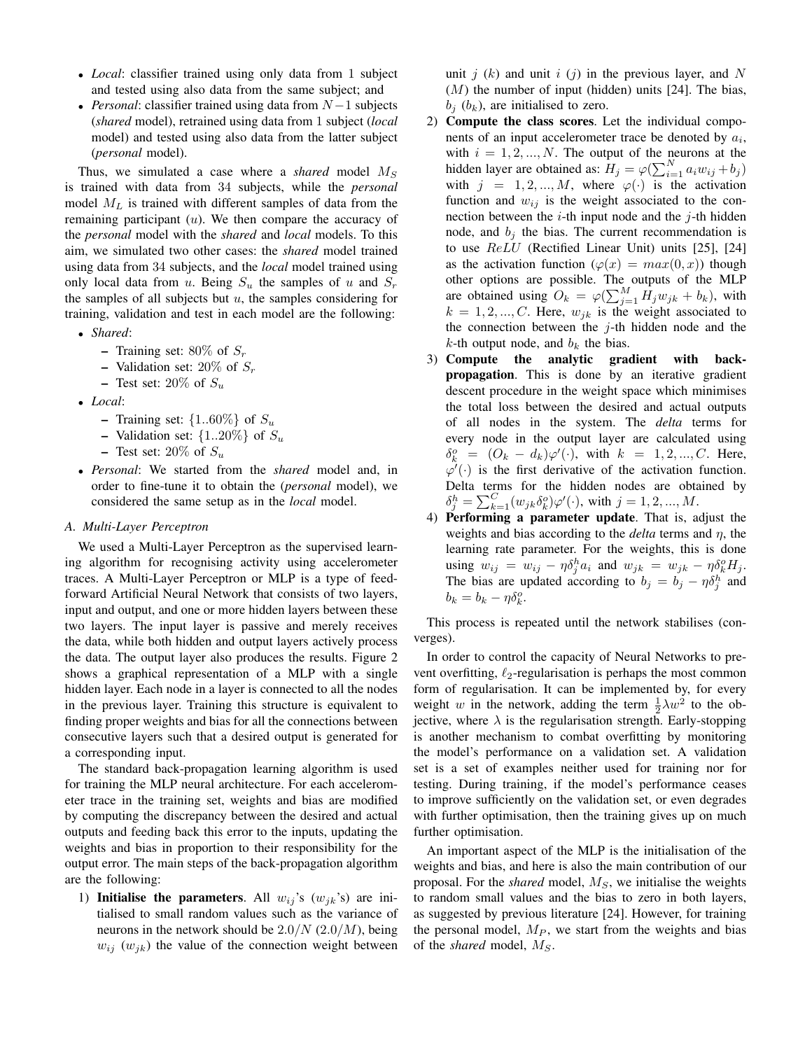- *Local*: classifier trained using only data from 1 subject and tested using also data from the same subject; and
- *Personal*: classifier trained using data from $N-1$ subjects (*shared* model), retrained using data from 1 subject (*local* model) and tested using also data from the latter subject (*personal* model).

Thus, we simulated a case where a *shared* model $M_S$ is trained with data from 34 subjects, while the *personal* model $M_L$ is trained with different samples of data from the remaining participant ($u$). We then compare the accuracy of the *personal* model with the *shared* and *local* models. To this aim, we simulated two other cases: the *shared* model trained using data from 34 subjects, and the *local* model trained using only local data from $u$. Being $S_u$ the samples of $u$ and $S_r$ the samples of all subjects but $u$, the samples considering for training, validation and test in each model are the following:

- *Shared*:
  - Training set: $80\%$ of $S_r$
  - Validation set: $20\%$ of $S_r$
  - Test set: $20\%$ of $S_u$
- *Local*:
  - Training set: $\{1..60\%\}$ of $S_u$
  - Validation set: $\{1..20\%\}$ of $S_u$
  - Test set: $20\%$ of $S_u$
- *Personal*: We started from the *shared* model and, in order to fine-tune it to obtain the (*personal* model), we considered the same setup as in the *local* model.

### A. Multi-Layer Perceptron

We used a Multi-Layer Perceptron as the supervised learning algorithm for recognising activity using accelerometer traces. A Multi-Layer Perceptron or MLP is a type of feed-forward Artificial Neural Network that consists of two layers, input and output, and one or more hidden layers between these two layers. The input layer is passive and merely receives the data, while both hidden and output layers actively process the data. The output layer also produces the results. Figure 2 shows a graphical representation of a MLP with a single hidden layer. Each node in a layer is connected to all the nodes in the previous layer. Training this structure is equivalent to finding proper weights and bias for all the connections between consecutive layers such that a desired output is generated for a corresponding input.

The standard back-propagation learning algorithm is used for training the MLP neural architecture. For each accelerometer trace in the training set, weights and bias are modified by computing the discrepancy between the desired and actual outputs and feeding back this error to the inputs, updating the weights and bias in proportion to their responsibility for the output error. The main steps of the back-propagation algorithm are the following:

1) **Initialise the parameters**. All $w_{ij}$'s ($w_{jk}$'s) are initialised to small random values such as the variance of neurons in the network should be $2.0/N$ ($2.0/M$), being $w_{ij}$ ($w_{jk}$) the value of the connection weight between unit $j$ ($k$) and unit $i$ ($j$) in the previous layer, and $N$ ($M$) the number of input (hidden) units [24]. The bias, $b_j$ ($b_k$), are initialised to zero.
2) **Compute the class scores**. Let the individual components of an input accelerometer trace be denoted by $a_i$, with $i = 1, 2, ..., N$. The output of the neurons at the hidden layer are obtained as: $H_j = \varphi(\sum_{i=1}^{N} a_i w_{ij} + b_j)$ with $j = 1, 2, ..., M$, where $\varphi(\cdot)$ is the activation function and $w_{ij}$ is the weight associated to the connection between the $i$-th input node and the $j$-th hidden node, and $b_j$ the bias. The current recommendation is to use $ReLU$ (Rectified Linear Unit) units [25], [24] as the activation function ($\varphi(x) = max(0, x)$) though other options are possible. The outputs of the MLP are obtained using $O_k = \varphi(\sum_{j=1}^{M} H_j w_{jk} + b_k)$, with $k = 1, 2, ..., C$. Here, $w_{jk}$ is the weight associated to the connection between the $j$-th hidden node and the $k$-th output node, and $b_k$ the bias.
3) **Compute the analytic gradient with back-propagation**. This is done by an iterative gradient descent procedure in the weight space which minimises the total loss between the desired and actual outputs of all nodes in the system. The *delta* terms for every node in the output layer are calculated using $\delta_k^o = (O_k - d_k)\varphi'(\cdot)$, with $k = 1, 2, ..., C$. Here, $\varphi'(\cdot)$ is the first derivative of the activation function. Delta terms for the hidden nodes are obtained by $\delta_j^h = \sum_{k=1}^{C}(w_{jk}\delta_k^o)\varphi'(\cdot)$, with $j = 1, 2, ..., M$.
4) **Performing a parameter update**. That is, adjust the weights and bias according to the *delta* terms and $\eta$, the learning rate parameter. For the weights, this is done using $w_{ij} = w_{ij} - \eta\delta_j^h a_i$ and $w_{jk} = w_{jk} - \eta\delta_k^o H_j$. The bias are updated according to $b_j = b_j - \eta\delta_j^h$ and $b_k = b_k - \eta\delta_k^o$.

This process is repeated until the network stabilises (converges).

In order to control the capacity of Neural Networks to prevent overfitting, $\ell_2$-regularisation is perhaps the most common form of regularisation. It can be implemented by, for every weight $w$ in the network, adding the term $\frac{1}{2}\lambda w^2$ to the objective, where $\lambda$ is the regularisation strength. Early-stopping is another mechanism to combat overfitting by monitoring the model's performance on a validation set. A validation set is a set of examples neither used for training nor for testing. During training, if the model's performance ceases to improve sufficiently on the validation set, or even degrades with further optimisation, then the training gives up on much further optimisation.

An important aspect of the MLP is the initialisation of the weights and bias, and here is also the main contribution of our proposal. For the *shared* model, $M_S$, we initialise the weights to random small values and the bias to zero in both layers, as suggested by previous literature [24]. However, for training the personal model, $M_P$, we start from the weights and bias of the *shared* model, $M_S$.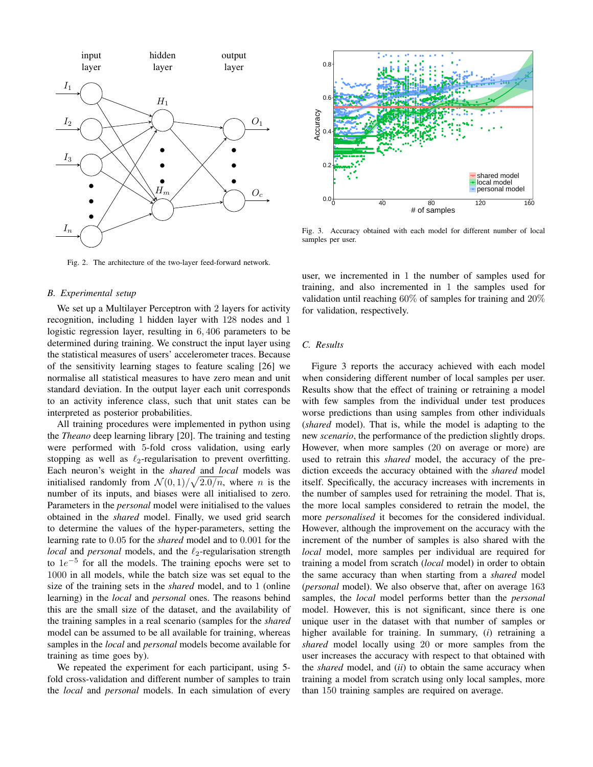Fig. 2. The architecture of the two-layer feed-forward network.

Fig. 3. Accuracy obtained with each model for different number of local samples per user.

### B. Experimental setup

We set up a Multilayer Perceptron with 2 layers for activity recognition, including 1 hidden layer with 128 nodes and 1 logistic regression layer, resulting in 6,406 parameters to be determined during training. We construct the input layer using the statistical measures of users' accelerometer traces. Because of the sensitivity learning stages to feature scaling [26] we normalise all statistical measures to have zero mean and unit standard deviation. In the output layer each unit corresponds to an activity inference class, such that unit states can be interpreted as posterior probabilities.

All training procedures were implemented in python using the *Theano* deep learning library [20]. The training and testing were performed with 5-fold cross validation, using early stopping as well as $\ell_2$-regularisation to prevent overfitting. Each neuron's weight in the *shared* and *local* models was initialised randomly from $\mathcal{N}(0, 1)/\sqrt{2.0/n}$, where $n$ is the number of its inputs, and biases were all initialised to zero. Parameters in the *personal* model were initialised to the values obtained in the *shared* model. Finally, we used grid search to determine the values of the hyper-parameters, setting the learning rate to 0.05 for the *shared* model and to 0.001 for the *local* and *personal* models, and the $\ell_2$-regularisation strength to $1e^{-5}$ for all the models. The training epochs were set to 1000 in all models, while the batch size was set equal to the size of the training sets in the *shared* model, and to 1 (online learning) in the *local* and *personal* ones. The reasons behind this are the small size of the dataset, and the availability of the training samples in a real scenario (samples for the *shared* model can be assumed to be all available for training, whereas samples in the *local* and *personal* models become available for training as time goes by).

We repeated the experiment for each participant, using 5-fold cross-validation and different number of samples to train the *local* and *personal* models. In each simulation of every user, we incremented in 1 the number of samples used for training, and also incremented in 1 the samples used for validation until reaching 60% of samples for training and 20% for validation, respectively.

### C. Results

Figure 3 reports the accuracy achieved with each model when considering different number of local samples per user. Results show that the effect of training or retraining a model with few samples from the individual under test produces worse predictions than using samples from other individuals (*shared* model). That is, while the model is adapting to the new *scenario*, the performance of the prediction slightly drops. However, when more samples (20 on average or more) are used to retrain this *shared* model, the accuracy of the prediction exceeds the accuracy obtained with the *shared* model itself. Specifically, the accuracy increases with increments in the number of samples used for retraining the model. That is, the more local samples considered to retrain the model, the more *personalised* it becomes for the considered individual. However, although the improvement on the accuracy with the increment of the number of samples is also shared with the *local* model, more samples per individual are required for training a model from scratch (*local* model) in order to obtain the same accuracy than when starting from a *shared* model (*personal* model). We also observe that, after on average 163 samples, the *local* model performs better than the *personal* model. However, this is not significant, since there is one unique user in the dataset with that number of samples or higher available for training. In summary, (*i*) retraining a *shared* model locally using 20 or more samples from the user increases the accuracy with respect to that obtained with the *shared* model, and (*ii*) to obtain the same accuracy when training a model from scratch using only local samples, more than 150 training samples are required on average.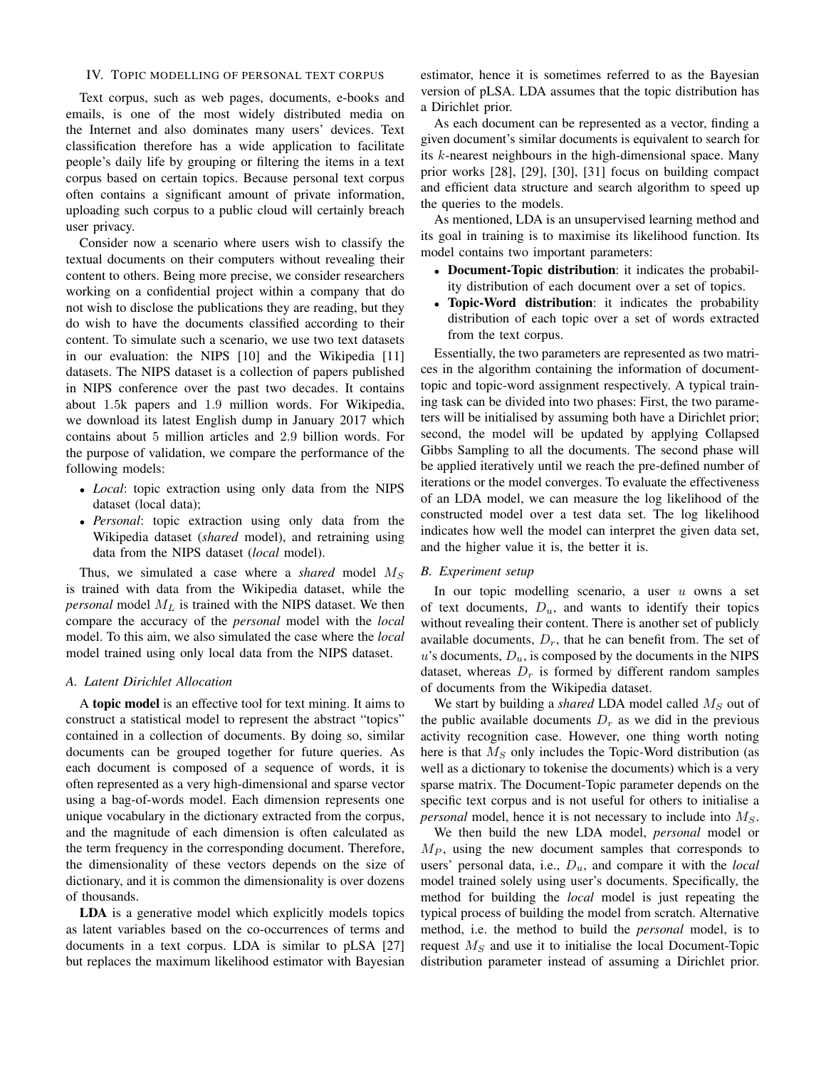## IV. Topic modelling of personal text corpus

Text corpus, such as web pages, documents, e-books and emails, is one of the most widely distributed media on the Internet and also dominates many users' devices. Text classification therefore has a wide application to facilitate people's daily life by grouping or filtering the items in a text corpus based on certain topics. Because personal text corpus often contains a significant amount of private information, uploading such corpus to a public cloud will certainly breach user privacy.

Consider now a scenario where users wish to classify the textual documents on their computers without revealing their content to others. Being more precise, we consider researchers working on a confidential project within a company that do not wish to disclose the publications they are reading, but they do wish to have the documents classified according to their content. To simulate such a scenario, we use two text datasets in our evaluation: the NIPS [10] and the Wikipedia [11] datasets. The NIPS dataset is a collection of papers published in NIPS conference over the past two decades. It contains about $1.5$k papers and $1.9$ million words. For Wikipedia, we download its latest English dump in January 2017 which contains about $5$ million articles and $2.9$ billion words. For the purpose of validation, we compare the performance of the following models:

- *Local*: topic extraction using only data from the NIPS dataset (local data);
- *Personal*: topic extraction using only data from the Wikipedia dataset (*shared* model), and retraining using data from the NIPS dataset (*local* model).

Thus, we simulated a case where a *shared* model $M_S$ is trained with data from the Wikipedia dataset, while the *personal* model $M_L$ is trained with the NIPS dataset. We then compare the accuracy of the *personal* model with the *local* model. To this aim, we also simulated the case where the *local* model trained using only local data from the NIPS dataset.

### A. Latent Dirichlet Allocation

A **topic model** is an effective tool for text mining. It aims to construct a statistical model to represent the abstract "topics" contained in a collection of documents. By doing so, similar documents can be grouped together for future queries. As each document is composed of a sequence of words, it is often represented as a very high-dimensional and sparse vector using a bag-of-words model. Each dimension represents one unique vocabulary in the dictionary extracted from the corpus, and the magnitude of each dimension is often calculated as the term frequency in the corresponding document. Therefore, the dimensionality of these vectors depends on the size of dictionary, and it is common the dimensionality is over dozens of thousands.

**LDA** is a generative model which explicitly models topics as latent variables based on the co-occurrences of terms and documents in a text corpus. LDA is similar to pLSA [27] but replaces the maximum likelihood estimator with Bayesian estimator, hence it is sometimes referred to as the Bayesian version of pLSA. LDA assumes that the topic distribution has a Dirichlet prior.

As each document can be represented as a vector, finding a given document's similar documents is equivalent to search for its $k$-nearest neighbours in the high-dimensional space. Many prior works [28], [29], [30], [31] focus on building compact and efficient data structure and search algorithm to speed up the queries to the models.

As mentioned, LDA is an unsupervised learning method and its goal in training is to maximise its likelihood function. Its model contains two important parameters:

- **Document-Topic distribution**: it indicates the probability distribution of each document over a set of topics.
- **Topic-Word distribution**: it indicates the probability distribution of each topic over a set of words extracted from the text corpus.

Essentially, the two parameters are represented as two matrices in the algorithm containing the information of document-topic and topic-word assignment respectively. A typical training task can be divided into two phases: First, the two parameters will be initialised by assuming both have a Dirichlet prior; second, the model will be updated by applying Collapsed Gibbs Sampling to all the documents. The second phase will be applied iteratively until we reach the pre-defined number of iterations or the model converges. To evaluate the effectiveness of an LDA model, we can measure the log likelihood of the constructed model over a test data set. The log likelihood indicates how well the model can interpret the given data set, and the higher value it is, the better it is.

### B. Experiment setup

In our topic modelling scenario, a user $u$ owns a set of text documents, $D_u$, and wants to identify their topics without revealing their content. There is another set of publicly available documents, $D_r$, that he can benefit from. The set of $u$'s documents, $D_u$, is composed by the documents in the NIPS dataset, whereas $D_r$ is formed by different random samples of documents from the Wikipedia dataset.

We start by building a *shared* LDA model called $M_S$ out of the public available documents $D_r$ as we did in the previous activity recognition case. However, one thing worth noting here is that $M_S$ only includes the Topic-Word distribution (as well as a dictionary to tokenise the documents) which is a very sparse matrix. The Document-Topic parameter depends on the specific text corpus and is not useful for others to initialise a *personal* model, hence it is not necessary to include into $M_S$.

We then build the new LDA model, *personal* model or $M_P$, using the new document samples that corresponds to users' personal data, i.e., $D_u$, and compare it with the *local* model trained solely using user's documents. Specifically, the method for building the *local* model is just repeating the typical process of building the model from scratch. Alternative method, i.e. the method to build the *personal* model, is to request $M_S$ and use it to initialise the local Document-Topic distribution parameter instead of assuming a Dirichlet prior.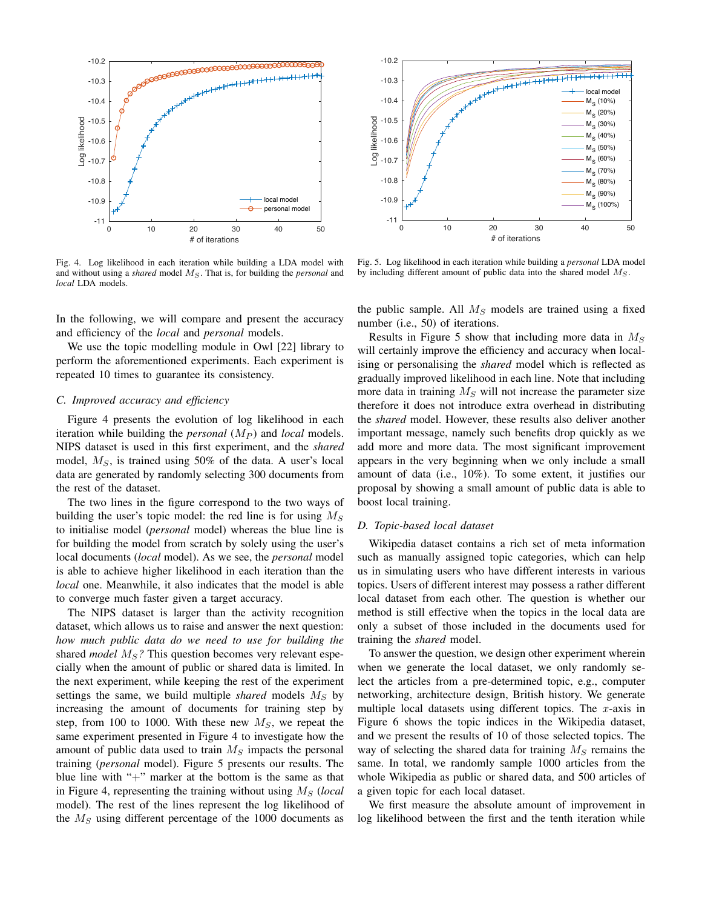Fig. 4. Log likelihood in each iteration while building a LDA model with and without using a *shared* model $M_S$. That is, for building the *personal* and *local* LDA models.

Fig. 5. Log likelihood in each iteration while building a *personal* LDA model by including different amount of public data into the shared model $M_S$.

In the following, we will compare and present the accuracy and efficiency of the *local* and *personal* models.

We use the topic modelling module in Owl [22] library to perform the aforementioned experiments. Each experiment is repeated 10 times to guarantee its consistency.

### C. Improved accuracy and efficiency

Figure 4 presents the evolution of log likelihood in each iteration while building the *personal* ($M_P$) and *local* models. NIPS dataset is used in this first experiment, and the *shared* model, $M_S$, is trained using 50% of the data. A user's local data are generated by randomly selecting 300 documents from the rest of the dataset.

The two lines in the figure correspond to the two ways of building the user's topic model: the red line is for using $M_S$ to initialise model (*personal* model) whereas the blue line is for building the model from scratch by solely using the user's local documents (*local* model). As we see, the *personal* model is able to achieve higher likelihood in each iteration than the *local* one. Meanwhile, it also indicates that the model is able to converge much faster given a target accuracy.

The NIPS dataset is larger than the activity recognition dataset, which allows us to raise and answer the next question: *how much public data do we need to use for building the* shared *model $M_S$?* This question becomes very relevant especially when the amount of public or shared data is limited. In the next experiment, while keeping the rest of the experiment settings the same, we build multiple *shared* models $M_S$ by increasing the amount of documents for training step by step, from 100 to 1000. With these new $M_S$, we repeat the same experiment presented in Figure 4 to investigate how the amount of public data used to train $M_S$ impacts the personal training (*personal* model). Figure 5 presents our results. The blue line with "+" marker at the bottom is the same as that in Figure 4, representing the training without using $M_S$ (*local* model). The rest of the lines represent the log likelihood of the $M_S$ using different percentage of the 1000 documents as the public sample. All $M_S$ models are trained using a fixed number (i.e., 50) of iterations.

Results in Figure 5 show that including more data in $M_S$ will certainly improve the efficiency and accuracy when localising or personalising the *shared* model which is reflected as gradually improved likelihood in each line. Note that including more data in training $M_S$ will not increase the parameter size therefore it does not introduce extra overhead in distributing the *shared* model. However, these results also deliver another important message, namely such benefits drop quickly as we add more and more data. The most significant improvement appears in the very beginning when we only include a small amount of data (i.e., 10%). To some extent, it justifies our proposal by showing a small amount of public data is able to boost local training.

### D. Topic-based local dataset

Wikipedia dataset contains a rich set of meta information such as manually assigned topic categories, which can help us in simulating users who have different interests in various topics. Users of different interest may possess a rather different local dataset from each other. The question is whether our method is still effective when the topics in the local data are only a subset of those included in the documents used for training the *shared* model.

To answer the question, we design other experiment wherein when we generate the local dataset, we only randomly select the articles from a pre-determined topic, e.g., computer networking, architecture design, British history. We generate multiple local datasets using different topics. The $x$-axis in Figure 6 shows the topic indices in the Wikipedia dataset, and we present the results of 10 of those selected topics. The way of selecting the shared data for training $M_S$ remains the same. In total, we randomly sample 1000 articles from the whole Wikipedia as public or shared data, and 500 articles of a given topic for each local dataset.

We first measure the absolute amount of improvement in log likelihood between the first and the tenth iteration while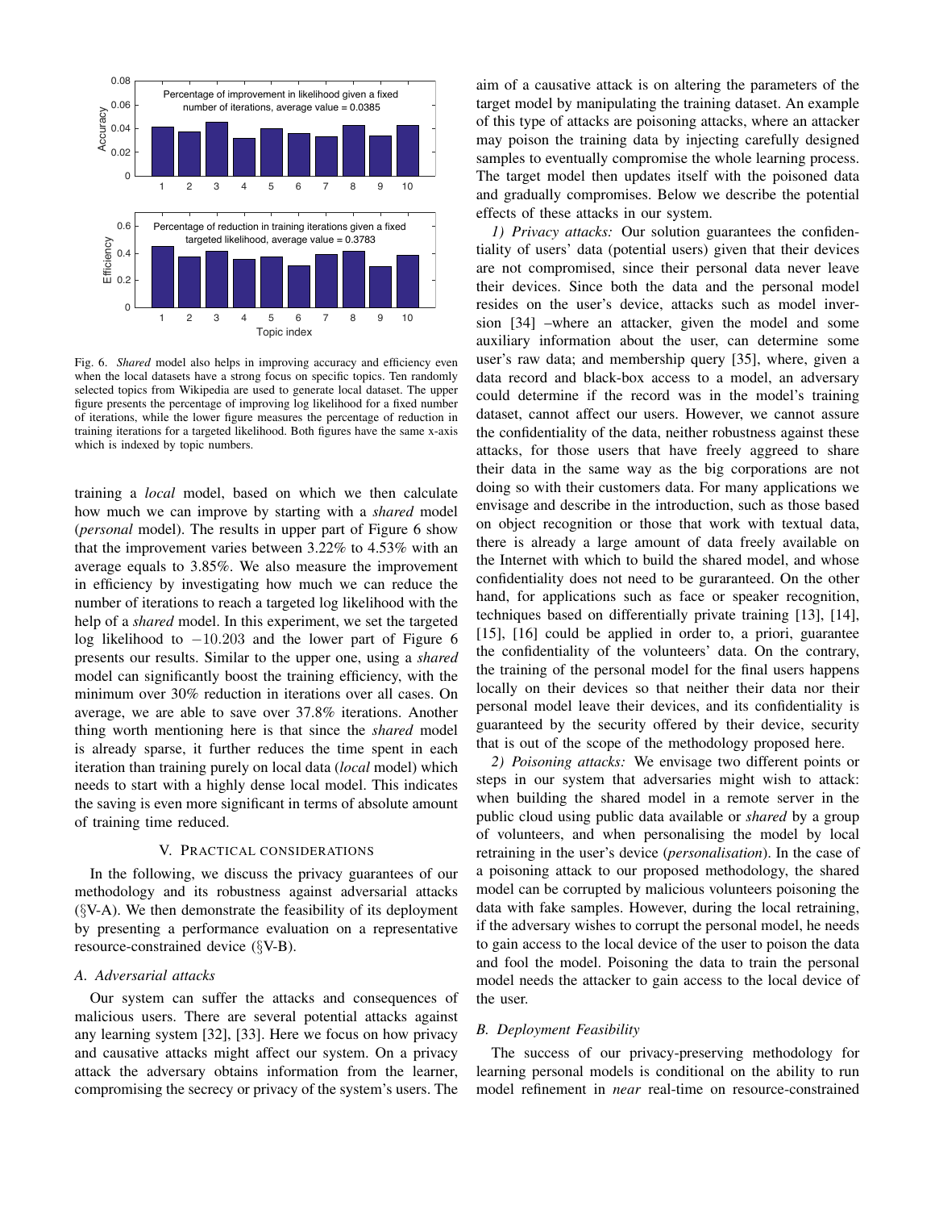Percentage of improvement in likelihood given a fixed number of iterations, average value = 0.0385

Accuracy

0.08
0.06
0.04
0.02
0

1 2 3 4 5 6 7 8 9 10

Percentage of reduction in training iterations given a fixed targeted likelihood, average value = 0.3783

Efficiency

0.6
0.4
0.2
0

1 2 3 4 5 6 7 8 9 10

Topic index

Fig. 6. *Shared* model also helps in improving accuracy and efficiency even when the local datasets have a strong focus on specific topics. Ten randomly selected topics from Wikipedia are used to generate local dataset. The upper figure presents the percentage of improving log likelihood for a fixed number of iterations, while the lower figure measures the percentage of reduction in training iterations for a targeted likelihood. Both figures have the same x-axis which is indexed by topic numbers.

training a *local* model, based on which we then calculate how much we can improve by starting with a *shared* model (*personal* model). The results in upper part of Figure 6 show that the improvement varies between 3.22% to 4.53% with an average equals to 3.85%. We also measure the improvement in efficiency by investigating how much we can reduce the number of iterations to reach a targeted log likelihood with the help of a *shared* model. In this experiment, we set the targeted log likelihood to $-10.203$ and the lower part of Figure 6 presents our results. Similar to the upper one, using a *shared* model can significantly boost the training efficiency, with the minimum over 30% reduction in iterations over all cases. On average, we are able to save over 37.8% iterations. Another thing worth mentioning here is that since the *shared* model is already sparse, it further reduces the time spent in each iteration than training purely on local data (*local* model) which needs to start with a highly dense local model. This indicates the saving is even more significant in terms of absolute amount of training time reduced.

## V. Practical considerations

In the following, we discuss the privacy guarantees of our methodology and its robustness against adversarial attacks (§V-A). We then demonstrate the feasibility of its deployment by presenting a performance evaluation on a representative resource-constrained device (§V-B).

### A. Adversarial attacks

Our system can suffer the attacks and consequences of malicious users. There are several potential attacks against any learning system [32], [33]. Here we focus on how privacy and causative attacks might affect our system. On a privacy attack the adversary obtains information from the learner, compromising the secrecy or privacy of the system's users. The aim of a causative attack is on altering the parameters of the target model by manipulating the training dataset. An example of this type of attacks are poisoning attacks, where an attacker may poison the training data by injecting carefully designed samples to eventually compromise the whole learning process. The target model then updates itself with the poisoned data and gradually compromises. Below we describe the potential effects of these attacks in our system.

*1) Privacy attacks:* Our solution guarantees the confidentiality of users' data (potential users) given that their devices are not compromised, since their personal data never leave their devices. Since both the data and the personal model resides on the user's device, attacks such as model inversion [34] –where an attacker, given the model and some auxiliary information about the user, can determine some user's raw data; and membership query [35], where, given a data record and black-box access to a model, an adversary could determine if the record was in the model's training dataset, cannot affect our users. However, we cannot assure the confidentiality of the data, neither robustness against these attacks, for those users that have freely aggreed to share their data in the same way as the big corporations are not doing so with their customers data. For many applications we envisage and describe in the introduction, such as those based on object recognition or those that work with textual data, there is already a large amount of data freely available on the Internet with which to build the shared model, and whose confidentiality does not need to be gurarantеed. On the other hand, for applications such as face or speaker recognition, techniques based on differentially private training [13], [14], [15], [16] could be applied in order to, a priori, guarantee the confidentiality of the volunteers' data. On the contrary, the training of the personal model for the final users happens locally on their devices so that neither their data nor their personal model leave their devices, and its confidentiality is guaranteed by the security offered by their device, security that is out of the scope of the methodology proposed here.

*2) Poisoning attacks:* We envisage two different points or steps in our system that adversaries might wish to attack: when building the shared model in a remote server in the public cloud using public data available or *shared* by a group of volunteers, and when personalising the model by local retraining in the user's device (*personalisation*). In the case of a poisoning attack to our proposed methodology, the shared model can be corrupted by malicious volunteers poisoning the data with fake samples. However, during the local retraining, if the adversary wishes to corrupt the personal model, he needs to gain access to the local device of the user to poison the data and fool the model. Poisoning the data to train the personal model needs the attacker to gain access to the local device of the user.

### B. Deployment Feasibility

The success of our privacy-preserving methodology for learning personal models is conditional on the ability to run model refinement in *near* real-time on resource-constrained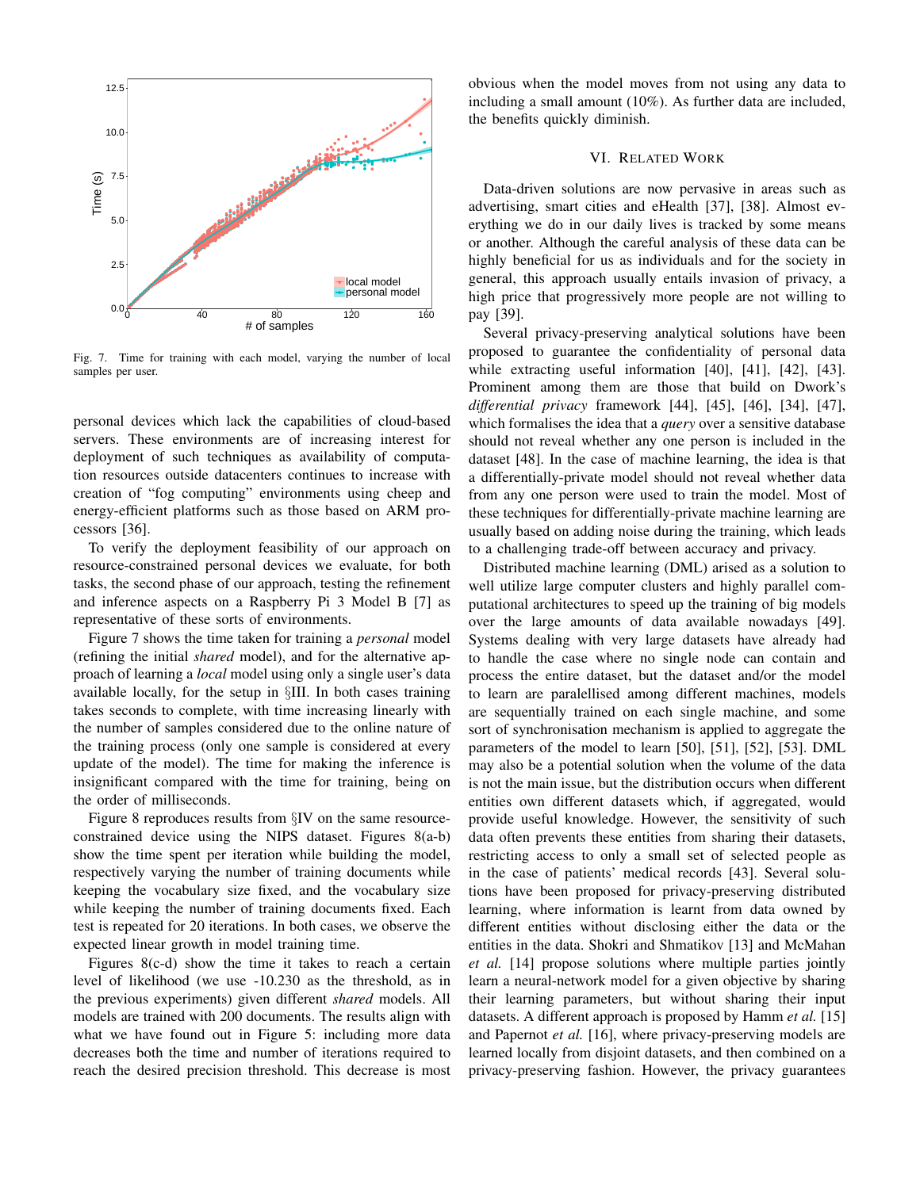Fig. 7. Time for training with each model, varying the number of local samples per user.

personal devices which lack the capabilities of cloud-based servers. These environments are of increasing interest for deployment of such techniques as availability of computation resources outside datacenters continues to increase with creation of "fog computing" environments using cheap and energy-efficient platforms such as those based on ARM processors [36].

To verify the deployment feasibility of our approach on resource-constrained personal devices we evaluate, for both tasks, the second phase of our approach, testing the refinement and inference aspects on a Raspberry Pi 3 Model B [7] as representative of these sorts of environments.

Figure 7 shows the time taken for training a *personal* model (refining the initial *shared* model), and for the alternative approach of learning a *local* model using only a single user's data available locally, for the setup in §III. In both cases training takes seconds to complete, with time increasing linearly with the number of samples considered due to the online nature of the training process (only one sample is considered at every update of the model). The time for making the inference is insignificant compared with the time for training, being on the order of milliseconds.

Figure 8 reproduces results from §IV on the same resource-constrained device using the NIPS dataset. Figures 8(a-b) show the time spent per iteration while building the model, respectively varying the number of training documents while keeping the vocabulary size fixed, and the vocabulary size while keeping the number of training documents fixed. Each test is repeated for 20 iterations. In both cases, we observe the expected linear growth in model training time.

Figures 8(c-d) show the time it takes to reach a certain level of likelihood (we use -10.230 as the threshold, as in the previous experiments) given different *shared* models. All models are trained with 200 documents. The results align with what we have found out in Figure 5: including more data decreases both the time and number of iterations required to reach the desired precision threshold. This decrease is most obvious when the model moves from not using any data to including a small amount (10%). As further data are included, the benefits quickly diminish.

## VI. Related Work

Data-driven solutions are now pervasive in areas such as advertising, smart cities and eHealth [37], [38]. Almost everything we do in our daily lives is tracked by some means or another. Although the careful analysis of these data can be highly beneficial for us as individuals and for the society in general, this approach usually entails invasion of privacy, a high price that progressively more people are not willing to pay [39].

Several privacy-preserving analytical solutions have been proposed to guarantee the confidentiality of personal data while extracting useful information [40], [41], [42], [43]. Prominent among them are those that build on Dwork's *differential privacy* framework [44], [45], [46], [34], [47], which formalises the idea that a *query* over a sensitive database should not reveal whether any one person is included in the dataset [48]. In the case of machine learning, the idea is that a differentially-private model should not reveal whether data from any one person were used to train the model. Most of these techniques for differentially-private machine learning are usually based on adding noise during the training, which leads to a challenging trade-off between accuracy and privacy.

Distributed machine learning (DML) arised as a solution to well utilize large computer clusters and highly parallel computational architectures to speed up the training of big models over the large amounts of data available nowadays [49]. Systems dealing with very large datasets have already had to handle the case where no single node can contain and process the entire dataset, but the dataset and/or the model to learn are parallelised among different machines, models are sequentially trained on each single machine, and some sort of synchronisation mechanism is applied to aggregate the parameters of the model to learn [50], [51], [52], [53]. DML may also be a potential solution when the volume of the data is not the main issue, but the distribution occurs when different entities own different datasets which, if aggregated, would provide useful knowledge. However, the sensitivity of such data often prevents these entities from sharing their datasets, restricting access to only a small set of selected people as in the case of patients' medical records [43]. Several solutions have been proposed for privacy-preserving distributed learning, where information is learnt from data owned by different entities without disclosing either the data or the entities in the data. Shokri and Shmatikov [13] and McMahan *et al.* [14] propose solutions where multiple parties jointly learn a neural-network model for a given objective by sharing their learning parameters, but without sharing their input datasets. A different approach is proposed by Hamm *et al.* [15] and Papernot *et al.* [16], where privacy-preserving models are learned locally from disjoint datasets, and then combined on a privacy-preserving fashion. However, the privacy guarantees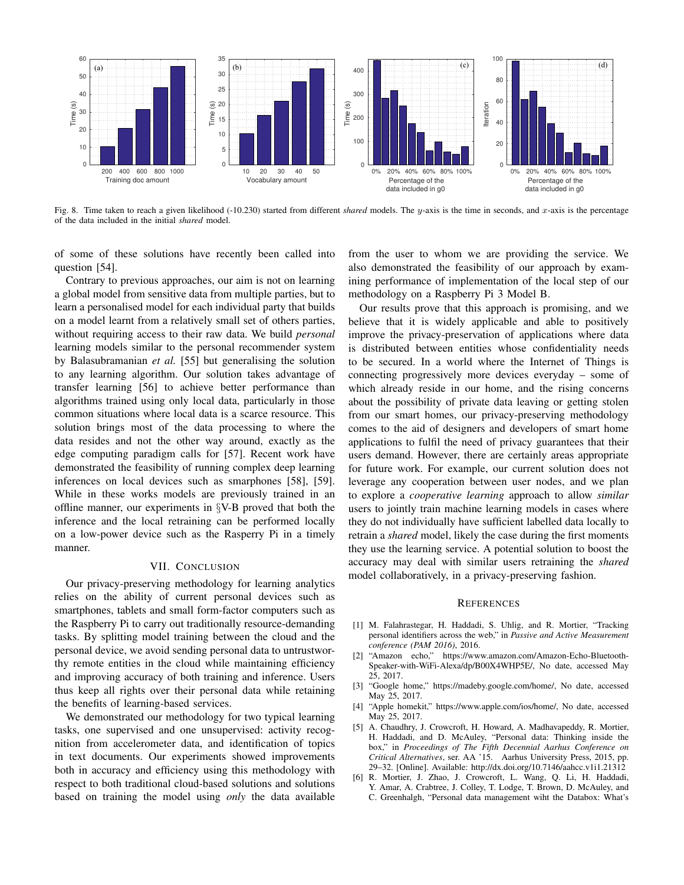Fig. 8. Time taken to reach a given likelihood (-10.230) started from different *shared* models. The $y$-axis is the time in seconds, and $x$-axis is the percentage of the data included in the initial *shared* model.

of some of these solutions have recently been called into question [54].

Contrary to previous approaches, our aim is not on learning a global model from sensitive data from multiple parties, but to learn a personalised model for each individual party that builds on a model learnt from a relatively small set of others parties, without requiring access to their raw data. We build *personal* learning models similar to the personal recommender system by Balasubramanian *et al.* [55] but generalising the solution to any learning algorithm. Our solution takes advantage of transfer learning [56] to achieve better performance than algorithms trained using only local data, particularly in those common situations where local data is a scarce resource. This solution brings most of the data processing to where the data resides and not the other way around, exactly as the edge computing paradigm calls for [57]. Recent work have demonstrated the feasibility of running complex deep learning inferences on local devices such as smarphones [58], [59]. While in these works models are previously trained in an offline manner, our experiments in §V-B proved that both the inference and the local retraining can be performed locally on a low-power device such as the Rasperry Pi in a timely manner.

## VII. Conclusion

Our privacy-preserving methodology for learning analytics relies on the ability of current personal devices such as smartphones, tablets and small form-factor computers such as the Raspberry Pi to carry out traditionally resource-demanding tasks. By splitting model training between the cloud and the personal device, we avoid sending personal data to untrustworthy remote entities in the cloud while maintaining efficiency and improving accuracy of both training and inference. Users thus keep all rights over their personal data while retaining the benefits of learning-based services.

We demonstrated our methodology for two typical learning tasks, one supervised and one unsupervised: activity recognition from accelerometer data, and identification of topics in text documents. Our experiments showed improvements both in accuracy and efficiency using this methodology with respect to both traditional cloud-based solutions and solutions based on training the model using *only* the data available from the user to whom we are providing the service. We also demonstrated the feasibility of our approach by examining performance of implementation of the local step of our methodology on a Raspberry Pi 3 Model B.

Our results prove that this approach is promising, and we believe that it is widely applicable and able to positively improve the privacy-preservation of applications where data is distributed between entities whose confidentiality needs to be secured. In a world where the Internet of Things is connecting progressively more devices everyday – some of which already reside in our home, and the rising concerns about the possibility of private data leaving or getting stolen from our smart homes, our privacy-preserving methodology comes to the aid of designers and developers of smart home applications to fulfil the need of privacy guarantees that their users demand. However, there are certainly areas appropriate for future work. For example, our current solution does not leverage any cooperation between user nodes, and we plan to explore a *cooperative learning* approach to allow *similar* users to jointly train machine learning models in cases where they do not individually have sufficient labelled data locally to retrain a *shared* model, likely the case during the first moments they use the learning service. A potential solution to boost the accuracy may deal with similar users retraining the *shared* model collaboratively, in a privacy-preserving fashion.

## References

[1] M. Falahrastegar, H. Haddadi, S. Uhlig, and R. Mortier, "Tracking personal identifiers across the web," in *Passive and Active Measurement conference (PAM 2016)*, 2016.

[2] "Amazon echo," https://www.amazon.com/Amazon-Echo-Bluetooth-Speaker-with-WiFi-Alexa/dp/B00X4WHP5E/, No date, accessed May 25, 2017.

[3] "Google home," https://madeby.google.com/home/, No date, accessed May 25, 2017.

[4] "Apple homekit," https://www.apple.com/ios/home/, No date, accessed May 25, 2017.

[5] A. Chaudhry, J. Crowcroft, H. Howard, A. Madhavapeddy, R. Mortier, H. Haddadi, and D. McAuley, "Personal data: Thinking inside the box," in *Proceedings of The Fifth Decennial Aarhus Conference on Critical Alternatives*, ser. AA '15. Aarhus University Press, 2015, pp. 29–32. [Online]. Available: http://dx.doi.org/10.7146/aahcc.v1i1.21312

[6] R. Mortier, J. Zhao, J. Crowcroft, L. Wang, Q. Li, H. Haddadi, Y. Amar, A. Crabtree, J. Colley, T. Lodge, T. Brown, D. McAuley, and C. Greenhalgh, "Personal data management wiht the Databox: What's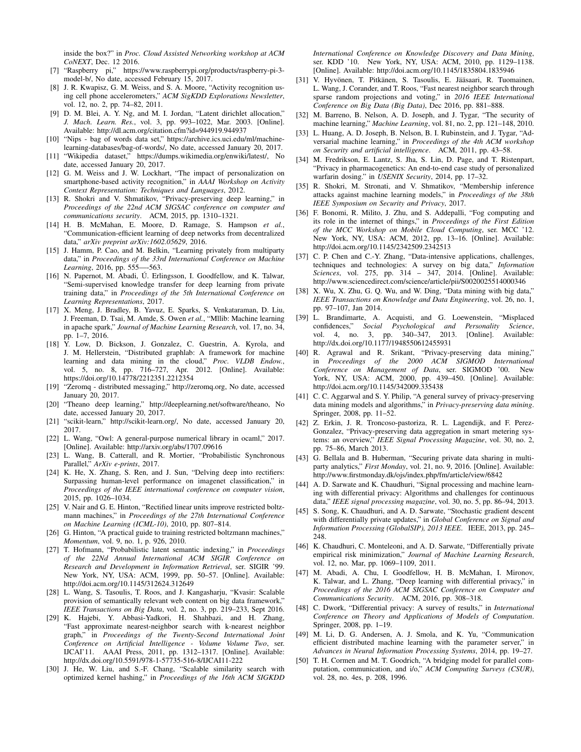inside the box?" in *Proc. Cloud Assisted Networking workshop at ACM CoNEXT*, Dec. 12 2016.

[7] "Raspberry pi," https://www.raspberrypi.org/products/raspberry-pi-3-model-b/, No date, accessed February 15, 2017.

[8] J. R. Kwapisz, G. M. Weiss, and S. A. Moore, "Activity recognition using cell phone accelerometers," *ACM SigKDD Explorations Newsletter*, vol. 12, no. 2, pp. 74–82, 2011.

[9] D. M. Blei, A. Y. Ng, and M. I. Jordan, "Latent dirichlet allocation," *J. Mach. Learn. Res.*, vol. 3, pp. 993–1022, Mar. 2003. [Online]. Available: http://dl.acm.org/citation.cfm?id=944919.944937

[10] "Nips - bag of words data set," https://archive.ics.uci.edu/ml/machine-learning-databases/bag-of-words/, No date, accessed January 20, 2017.

[11] "Wikipedia dataset," https://dumps.wikimedia.org/enwiki/latest/, No date, accessed January 20, 2017.

[12] G. M. Weiss and J. W. Lockhart, "The impact of personalization on smartphone-based activity recognition," in *AAAI Workshop on Activity Context Representation: Techniques and Languages*, 2012.

[13] R. Shokri and V. Shmatikov, "Privacy-preserving deep learning," in *Proceedings of the 22nd ACM SIGSAC conference on computer and communications security*. ACM, 2015, pp. 1310–1321.

[14] H. B. McMahan, E. Moore, D. Ramage, S. Hampson *et al.*, "Communication-efficient learning of deep networks from decentralized data," *arXiv preprint arXiv:1602.05629*, 2016.

[15] J. Hamm, P. Cao, and M. Belkin, "Learning privately from multiparty data," in *Proceedings of the 33rd International Conference on Machine Learning*, 2016, pp. 555—-563.

[16] N. Papernot, M. Abadi, Ú. Erlingsson, I. Goodfellow, and K. Talwar, "Semi-supervised knowledge transfer for deep learning from private training data," in *Proceedings of the 5th International Conference on Learning Representations*, 2017.

[17] X. Meng, J. Bradley, B. Yavuz, E. Sparks, S. Venkataraman, D. Liu, J. Freeman, D. Tsai, M. Amde, S. Owen *et al.*, "Mllib: Machine learning in apache spark," *Journal of Machine Learning Research*, vol. 17, no. 34, pp. 1–7, 2016.

[18] Y. Low, D. Bickson, J. Gonzalez, C. Guestrin, A. Kyrola, and J. M. Hellerstein, "Distributed graphlab: A framework for machine learning and data mining in the cloud," *Proc. VLDB Endow.*, vol. 5, no. 8, pp. 716–727, Apr. 2012. [Online]. Available: https://doi.org/10.14778/2212351.2212354

[19] "Zeromq - distributed messaging," http://zeromq.org, No date, accessed January 20, 2017.

[20] "Theano deep learning," http://deeplearning.net/software/theano, No date, accessed January 20, 2017.

[21] "scikit-learn," http://scikit-learn.org/, No date, accessed January 20, 2017.

[22] L. Wang, "Owl: A general-purpose numerical library in ocaml," 2017. [Online]. Available: http://arxiv.org/abs/1707.09616

[23] L. Wang, B. Catterall, and R. Mortier, "Probabilistic Synchronous Parallel," *ArXiv e-prints*, 2017.

[24] K. He, X. Zhang, S. Ren, and J. Sun, "Delving deep into rectifiers: Surpassing human-level performance on imagenet classification," in *Proceedings of the IEEE international conference on computer vision*, 2015, pp. 1026–1034.

[25] V. Nair and G. E. Hinton, "Rectified linear units improve restricted boltzmann machines," in *Proceedings of the 27th International Conference on Machine Learning (ICML-10)*, 2010, pp. 807–814.

[26] G. Hinton, "A practical guide to training restricted boltzmann machines," *Momentum*, vol. 9, no. 1, p. 926, 2010.

[27] T. Hofmann, "Probabilistic latent semantic indexing," in *Proceedings of the 22Nd Annual International ACM SIGIR Conference on Research and Development in Information Retrieval*, ser. SIGIR '99. New York, NY, USA: ACM, 1999, pp. 50–57. [Online]. Available: http://doi.acm.org/10.1145/312624.312649

[28] L. Wang, S. Tasoulis, T. Roos, and J. Kangasharju, "Kvasir: Scalable provision of semantically relevant web content on big data framework," *IEEE Transactions on Big Data*, vol. 2, no. 3, pp. 219–233, Sept 2016.

[29] K. Hajebi, Y. Abbasi-Yadkori, H. Shahbazi, and H. Zhang, "Fast approximate nearest-neighbor search with k-nearest neighbor graph," in *Proceedings of the Twenty-Second International Joint Conference on Artificial Intelligence - Volume Volume Two*, ser. IJCAI'11. AAAI Press, 2011, pp. 1312–1317. [Online]. Available: http://dx.doi.org/10.5591/978-1-57735-516-8/IJCAI11-222

[30] J. He, W. Liu, and S.-F. Chang, "Scalable similarity search with optimized kernel hashing," in *Proceedings of the 16th ACM SIGKDD International Conference on Knowledge Discovery and Data Mining*, ser. KDD '10. New York, NY, USA: ACM, 2010, pp. 1129–1138. [Online]. Available: http://doi.acm.org/10.1145/1835804.1835946

[31] V. Hyvönen, T. Pitkänen, S. Tasoulis, E. Jääsaari, R. Tuomainen, L. Wang, J. Corander, and T. Roos, "Fast nearest neighbor search through sparse random projections and voting," in *2016 IEEE International Conference on Big Data (Big Data)*, Dec 2016, pp. 881–888.

[32] M. Barreno, B. Nelson, A. D. Joseph, and J. Tygar, "The security of machine learning," *Machine Learning*, vol. 81, no. 2, pp. 121–148, 2010.

[33] L. Huang, A. D. Joseph, B. Nelson, B. I. Rubinstein, and J. Tygar, "Adversarial machine learning," in *Proceedings of the 4th ACM workshop on Security and artificial intelligence*. ACM, 2011, pp. 43–58.

[34] M. Fredrikson, E. Lantz, S. Jha, S. Lin, D. Page, and T. Ristenpart, "Privacy in pharmacogenetics: An end-to-end case study of personalized warfarin dosing." in *USENIX Security*, 2014, pp. 17–32.

[35] R. Shokri, M. Stronati, and V. Shmatikov, "Membership inference attacks against machine learning models," in *Proceedings of the 38th IEEE Symposium on Security and Privacy*, 2017.

[36] F. Bonomi, R. Milito, J. Zhu, and S. Addepalli, "Fog computing and its role in the internet of things," in *Proceedings of the First Edition of the MCC Workshop on Mobile Cloud Computing*, ser. MCC '12. New York, NY, USA: ACM, 2012, pp. 13–16. [Online]. Available: http://doi.acm.org/10.1145/2342509.2342513

[37] C. P. Chen and C.-Y. Zhang, "Data-intensive applications, challenges, techniques and technologies: A survey on big data," *Information Sciences*, vol. 275, pp. 314 – 347, 2014. [Online]. Available: http://www.sciencedirect.com/science/article/pii/S0020025514000346

[38] X. Wu, X. Zhu, G. Q. Wu, and W. Ding, "Data mining with big data," *IEEE Transactions on Knowledge and Data Engineering*, vol. 26, no. 1, pp. 97–107, Jan 2014.

[39] L. Brandimarte, A. Acquisti, and G. Loewenstein, "Misplaced confidences," *Social Psychological and Personality Science*, vol. 4, no. 3, pp. 340–347, 2013. [Online]. Available: http://dx.doi.org/10.1177/1948550612455931

[40] R. Agrawal and R. Srikant, "Privacy-preserving data mining," in *Proceedings of the 2000 ACM SIGMOD International Conference on Management of Data*, ser. SIGMOD '00. New York, NY, USA: ACM, 2000, pp. 439–450. [Online]. Available: http://doi.acm.org/10.1145/342009.335438

[41] C. C. Aggarwal and S. Y. Philip, "A general survey of privacy-preserving data mining models and algorithms," in *Privacy-preserving data mining*. Springer, 2008, pp. 11–52.

[42] Z. Erkin, J. R. Troncoso-pastoriza, R. L. Lagendijk, and F. Perez-Gonzalez, "Privacy-preserving data aggregation in smart metering systems: an overview," *IEEE Signal Processing Magazine*, vol. 30, no. 2, pp. 75–86, March 2013.

[43] G. Bellala and B. Huberman, "Securing private data sharing in multi-party analytics," *First Monday*, vol. 21, no. 9, 2016. [Online]. Available: http://www.firstmonday.dk/ojs/index.php/fm/article/view/6842

[44] A. D. Sarwate and K. Chaudhuri, "Signal processing and machine learning with differential privacy: Algorithms and challenges for continuous data," *IEEE signal processing magazine*, vol. 30, no. 5, pp. 86–94, 2013.

[45] S. Song, K. Chaudhuri, and A. D. Sarwate, "Stochastic gradient descent with differentially private updates," in *Global Conference on Signal and Information Processing (GlobalSIP), 2013 IEEE*. IEEE, 2013, pp. 245–248.

[46] K. Chaudhuri, C. Monteleoni, and A. D. Sarwate, "Differentially private empirical risk minimization," *Journal of Machine Learning Research*, vol. 12, no. Mar, pp. 1069–1109, 2011.

[47] M. Abadi, A. Chu, I. Goodfellow, H. B. McMahan, I. Mironov, K. Talwar, and L. Zhang, "Deep learning with differential privacy," in *Proceedings of the 2016 ACM SIGSAC Conference on Computer and Communications Security*. ACM, 2016, pp. 308–318.

[48] C. Dwork, "Differential privacy: A survey of results," in *International Conference on Theory and Applications of Models of Computation*. Springer, 2008, pp. 1–19.

[49] M. Li, D. G. Andersen, A. J. Smola, and K. Yu, "Communication efficient distributed machine learning with the parameter server," in *Advances in Neural Information Processing Systems*, 2014, pp. 19–27.

[50] T. H. Cormen and M. T. Goodrich, "A bridging model for parallel computation, communication, and i/o," *ACM Computing Surveys (CSUR)*, vol. 28, no. 4es, p. 208, 1996.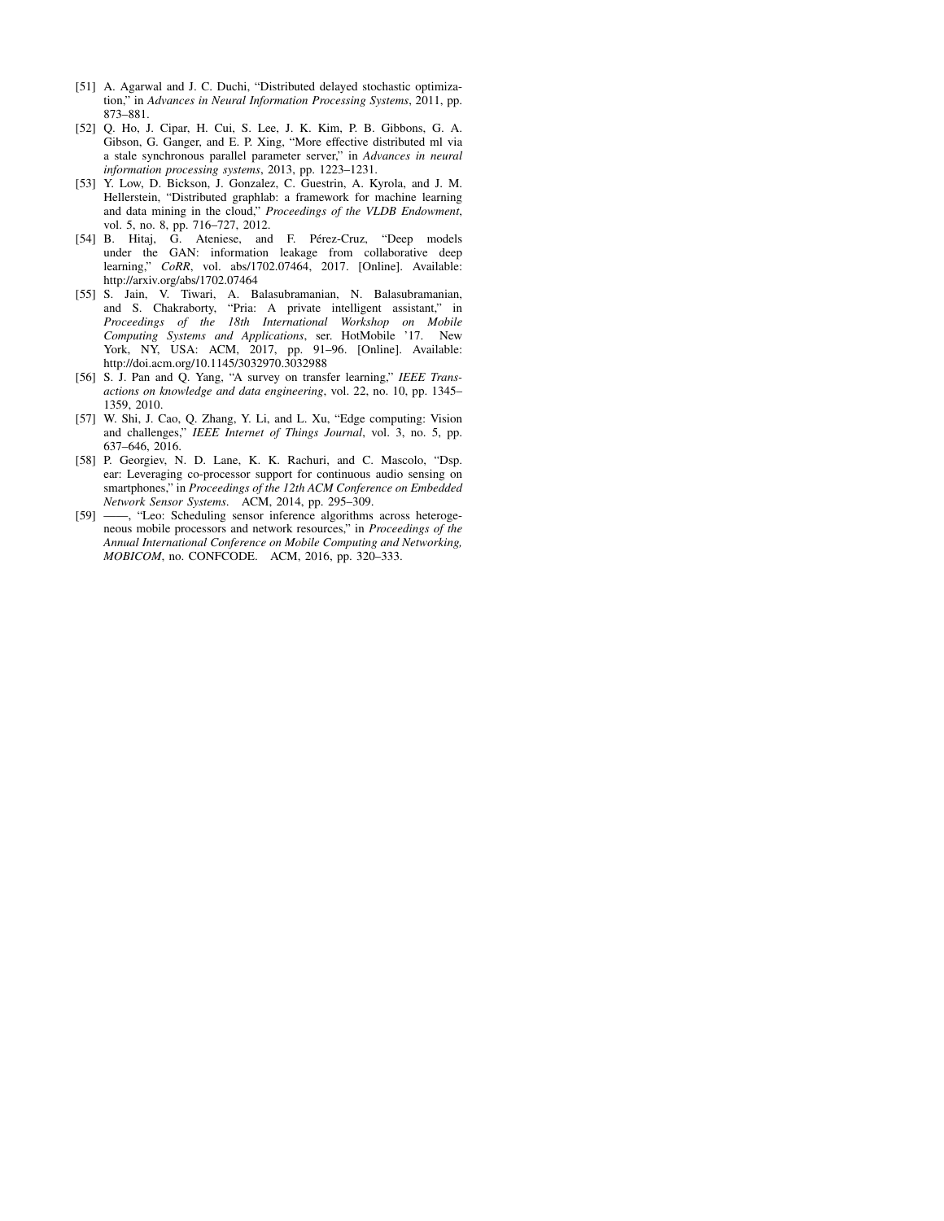[51] A. Agarwal and J. C. Duchi, "Distributed delayed stochastic optimization," in *Advances in Neural Information Processing Systems*, 2011, pp. 873–881.

[52] Q. Ho, J. Cipar, H. Cui, S. Lee, J. K. Kim, P. B. Gibbons, G. A. Gibson, G. Ganger, and E. P. Xing, "More effective distributed ml via a stale synchronous parallel parameter server," in *Advances in neural information processing systems*, 2013, pp. 1223–1231.

[53] Y. Low, D. Bickson, J. Gonzalez, C. Guestrin, A. Kyrola, and J. M. Hellerstein, "Distributed graphlab: a framework for machine learning and data mining in the cloud," *Proceedings of the VLDB Endowment*, vol. 5, no. 8, pp. 716–727, 2012.

[54] B. Hitaj, G. Ateniese, and F. Pérez-Cruz, "Deep models under the GAN: information leakage from collaborative deep learning," *CoRR*, vol. abs/1702.07464, 2017. [Online]. Available: http://arxiv.org/abs/1702.07464

[55] S. Jain, V. Tiwari, A. Balasubramanian, N. Balasubramanian, and S. Chakraborty, "Pria: A private intelligent assistant," in *Proceedings of the 18th International Workshop on Mobile Computing Systems and Applications*, ser. HotMobile '17. New York, NY, USA: ACM, 2017, pp. 91–96. [Online]. Available: http://doi.acm.org/10.1145/3032970.3032988

[56] S. J. Pan and Q. Yang, "A survey on transfer learning," *IEEE Transactions on knowledge and data engineering*, vol. 22, no. 10, pp. 1345–1359, 2010.

[57] W. Shi, J. Cao, Q. Zhang, Y. Li, and L. Xu, "Edge computing: Vision and challenges," *IEEE Internet of Things Journal*, vol. 3, no. 5, pp. 637–646, 2016.

[58] P. Georgiev, N. D. Lane, K. K. Rachuri, and C. Mascolo, "Dsp. ear: Leveraging co-processor support for continuous audio sensing on smartphones," in *Proceedings of the 12th ACM Conference on Embedded Network Sensor Systems*. ACM, 2014, pp. 295–309.

[59] ——, "Leo: Scheduling sensor inference algorithms across heterogeneous mobile processors and network resources," in *Proceedings of the Annual International Conference on Mobile Computing and Networking, MOBICOM*, no. CONFCODE. ACM, 2016, pp. 320–333.